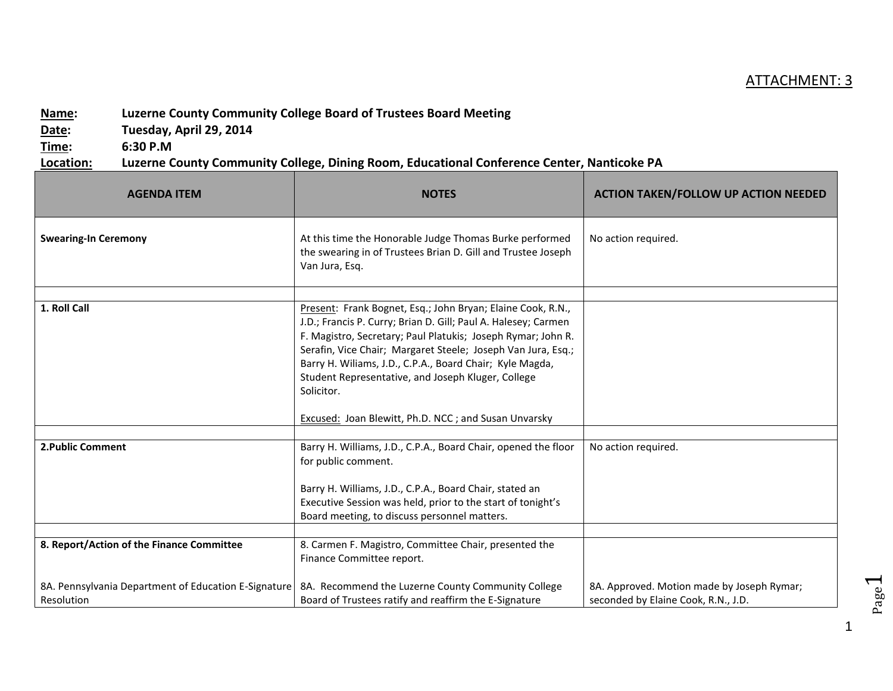ATTACHMENT: 3

**Name:** Luzerne County Community College Board of Trustees Board Meeting
**Date:** Tuesday, April 29, 2014
**Time:** 6:30 P.M
**Location:** Luzerne County Community College, Dining Room, Educational Conference Center, Nanticoke PA

| AGENDA ITEM | NOTES | ACTION TAKEN/FOLLOW UP ACTION NEEDED |
|---|---|---|
| **Swearing-In Ceremony** | At this time the Honorable Judge Thomas Burke performed the swearing in of Trustees Brian D. Gill and Trustee Joseph Van Jura, Esq. | No action required. |
| | | |
| **1. Roll Call** | Present: Frank Bognet, Esq.; John Bryan; Elaine Cook, R.N., J.D.; Francis P. Curry; Brian D. Gill; Paul A. Halesey; Carmen F. Magistro, Secretary; Paul Platukis; Joseph Rymar; John R. Serafin, Vice Chair; Margaret Steele; Joseph Van Jura, Esq.; Barry H. Wiliams, J.D., C.P.A., Board Chair; Kyle Magda, Student Representative, and Joseph Kluger, College Solicitor.<br><br>Excused: Joan Blewitt, Ph.D. NCC ; and Susan Unvarsky | |
| | | |
| **2.Public Comment** | Barry H. Williams, J.D., C.P.A., Board Chair, opened the floor for public comment.<br><br>Barry H. Williams, J.D., C.P.A., Board Chair, stated an Executive Session was held, prior to the start of tonight's Board meeting, to discuss personnel matters. | No action required. |
| | | |
| **8. Report/Action of the Finance Committee**<br><br>8A. Pennsylvania Department of Education E-Signature Resolution | 8. Carmen F. Magistro, Committee Chair, presented the Finance Committee report.<br><br>8A. Recommend the Luzerne County Community College Board of Trustees ratify and reaffirm the E-Signature | <br><br><br>8A. Approved. Motion made by Joseph Rymar; seconded by Elaine Cook, R.N., J.D. |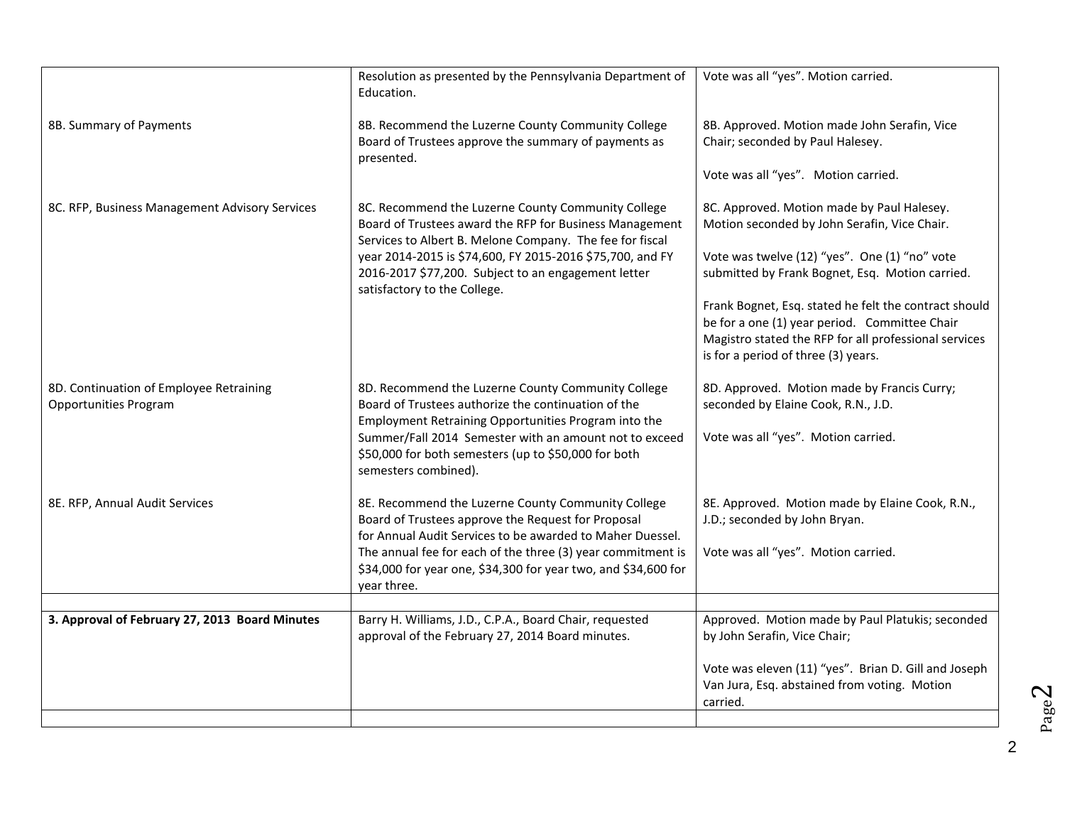| | | |
|---|---|---|
| | Resolution as presented by the Pennsylvania Department of Education. | Vote was all "yes". Motion carried. |
| 8B. Summary of Payments | 8B. Recommend the Luzerne County Community College Board of Trustees approve the summary of payments as presented. | 8B. Approved. Motion made John Serafin, Vice Chair; seconded by Paul Halesey.<br><br>Vote was all "yes". Motion carried. |
| 8C. RFP, Business Management Advisory Services | 8C. Recommend the Luzerne County Community College Board of Trustees award the RFP for Business Management Services to Albert B. Melone Company. The fee for fiscal year 2014-2015 is $74,600, FY 2015-2016 $75,700, and FY 2016-2017 $77,200. Subject to an engagement letter satisfactory to the College. | 8C. Approved. Motion made by Paul Halesey. Motion seconded by John Serafin, Vice Chair.<br><br>Vote was twelve (12) "yes". One (1) "no" vote submitted by Frank Bognet, Esq. Motion carried.<br><br>Frank Bognet, Esq. stated he felt the contract should be for a one (1) year period. Committee Chair Magistro stated the RFP for all professional services is for a period of three (3) years. |
| 8D. Continuation of Employee Retraining Opportunities Program | 8D. Recommend the Luzerne County Community College Board of Trustees authorize the continuation of the Employment Retraining Opportunities Program into the Summer/Fall 2014 Semester with an amount not to exceed $50,000 for both semesters (up to $50,000 for both semesters combined). | 8D. Approved. Motion made by Francis Curry; seconded by Elaine Cook, R.N., J.D.<br><br>Vote was all "yes". Motion carried. |
| 8E. RFP, Annual Audit Services | 8E. Recommend the Luzerne County Community College Board of Trustees approve the Request for Proposal for Annual Audit Services to be awarded to Maher Duessel. The annual fee for each of the three (3) year commitment is $34,000 for year one, $34,300 for year two, and $34,600 for year three. | 8E. Approved. Motion made by Elaine Cook, R.N., J.D.; seconded by John Bryan.<br><br>Vote was all "yes". Motion carried. |
| | | |
| **3. Approval of February 27, 2013 Board Minutes** | Barry H. Williams, J.D., C.P.A., Board Chair, requested approval of the February 27, 2014 Board minutes. | Approved. Motion made by Paul Platukis; seconded by John Serafin, Vice Chair;<br><br>Vote was eleven (11) "yes". Brian D. Gill and Joseph Van Jura, Esq. abstained from voting. Motion carried. |
| | | |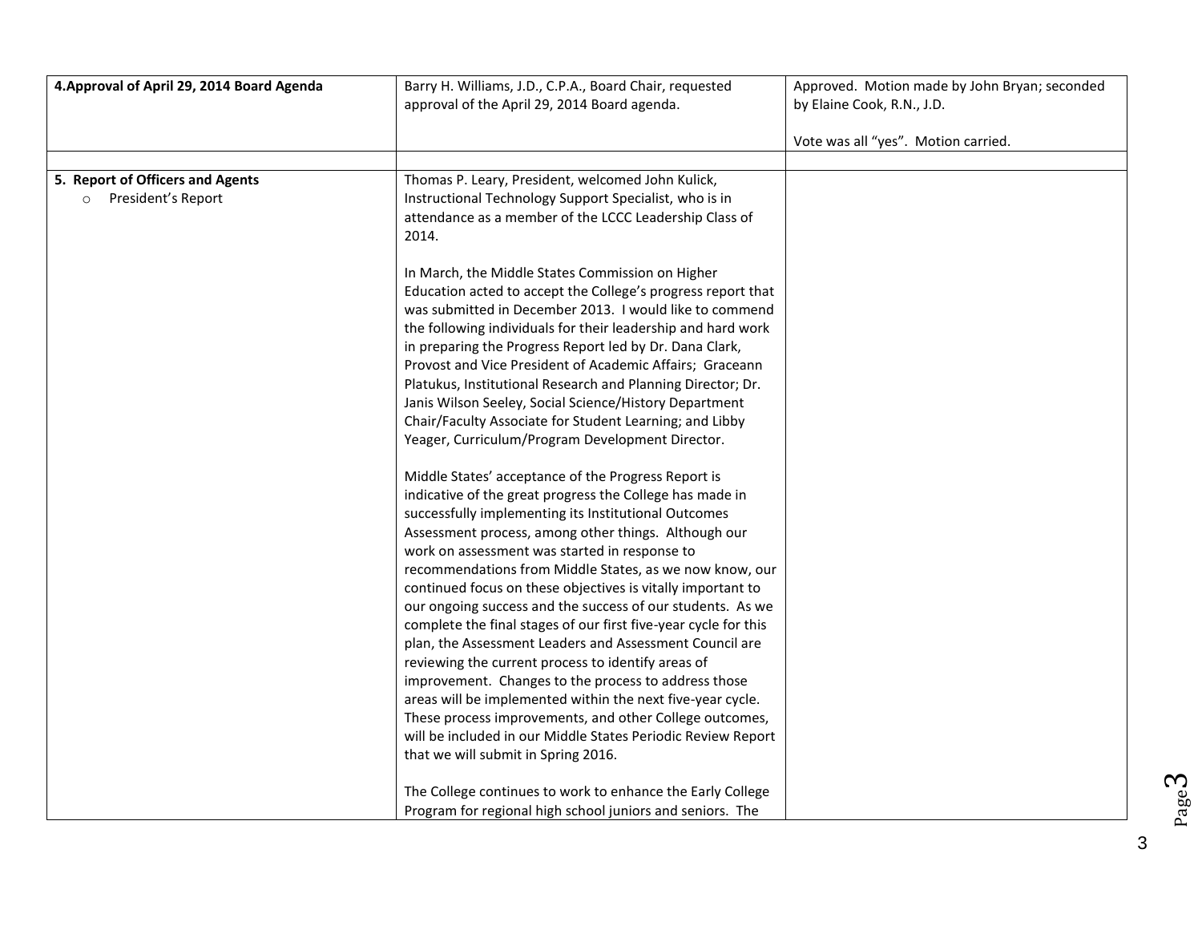| | | |
|---|---|---|
| **4.Approval of April 29, 2014 Board Agenda** | Barry H. Williams, J.D., C.P.A., Board Chair, requested approval of the April 29, 2014 Board agenda. | Approved. Motion made by John Bryan; seconded by Elaine Cook, R.N., J.D.<br><br>Vote was all "yes". Motion carried. |
| | | |
| **5. Report of Officers and Agents**<br>○ President's Report | Thomas P. Leary, President, welcomed John Kulick, Instructional Technology Support Specialist, who is in attendance as a member of the LCCC Leadership Class of 2014.<br><br>In March, the Middle States Commission on Higher Education acted to accept the College's progress report that was submitted in December 2013. I would like to commend the following individuals for their leadership and hard work in preparing the Progress Report led by Dr. Dana Clark, Provost and Vice President of Academic Affairs; Graceann Platukus, Institutional Research and Planning Director; Dr. Janis Wilson Seeley, Social Science/History Department Chair/Faculty Associate for Student Learning; and Libby Yeager, Curriculum/Program Development Director.<br><br>Middle States' acceptance of the Progress Report is indicative of the great progress the College has made in successfully implementing its Institutional Outcomes Assessment process, among other things. Although our work on assessment was started in response to recommendations from Middle States, as we now know, our continued focus on these objectives is vitally important to our ongoing success and the success of our students. As we complete the final stages of our first five-year cycle for this plan, the Assessment Leaders and Assessment Council are reviewing the current process to identify areas of improvement. Changes to the process to address those areas will be implemented within the next five-year cycle. These process improvements, and other College outcomes, will be included in our Middle States Periodic Review Report that we will submit in Spring 2016.<br><br>The College continues to work to enhance the Early College Program for regional high school juniors and seniors. The | |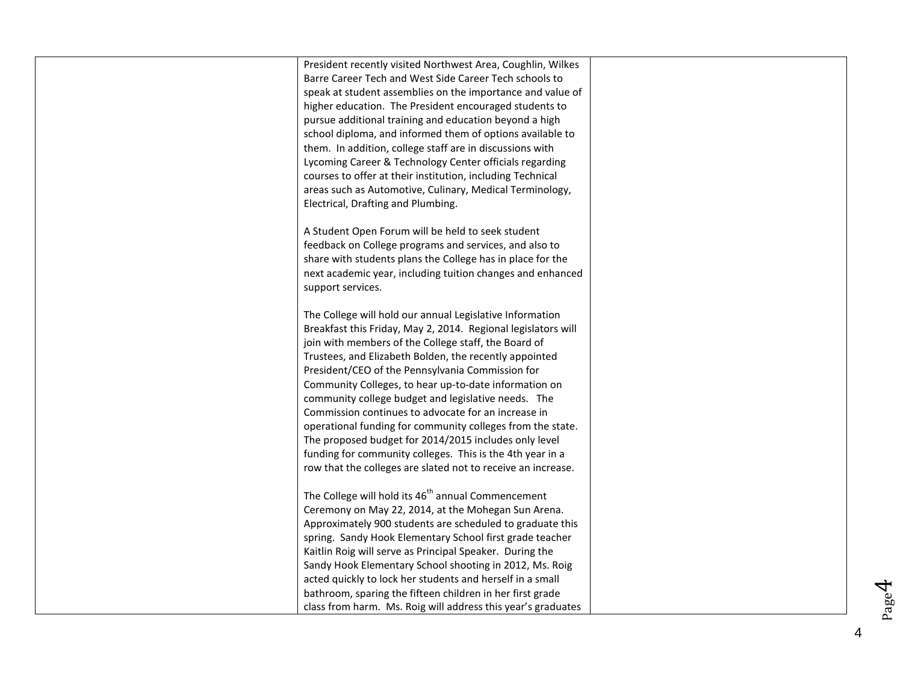|  |  |  |
| --- | --- | --- |
|  | President recently visited Northwest Area, Coughlin, Wilkes Barre Career Tech and West Side Career Tech schools to speak at student assemblies on the importance and value of higher education. The President encouraged students to pursue additional training and education beyond a high school diploma, and informed them of options available to them. In addition, college staff are in discussions with Lycoming Career & Technology Center officials regarding courses to offer at their institution, including Technical areas such as Automotive, Culinary, Medical Terminology, Electrical, Drafting and Plumbing.<br><br>A Student Open Forum will be held to seek student feedback on College programs and services, and also to share with students plans the College has in place for the next academic year, including tuition changes and enhanced support services.<br><br>The College will hold our annual Legislative Information Breakfast this Friday, May 2, 2014. Regional legislators will join with members of the College staff, the Board of Trustees, and Elizabeth Bolden, the recently appointed President/CEO of the Pennsylvania Commission for Community Colleges, to hear up-to-date information on community college budget and legislative needs. The Commission continues to advocate for an increase in operational funding for community colleges from the state. The proposed budget for 2014/2015 includes only level funding for community colleges. This is the 4th year in a row that the colleges are slated not to receive an increase.<br><br>The College will hold its 46th annual Commencement Ceremony on May 22, 2014, at the Mohegan Sun Arena. Approximately 900 students are scheduled to graduate this spring. Sandy Hook Elementary School first grade teacher Kaitlin Roig will serve as Principal Speaker. During the Sandy Hook Elementary School shooting in 2012, Ms. Roig acted quickly to lock her students and herself in a small bathroom, sparing the fifteen children in her first grade class from harm. Ms. Roig will address this year's graduates |  |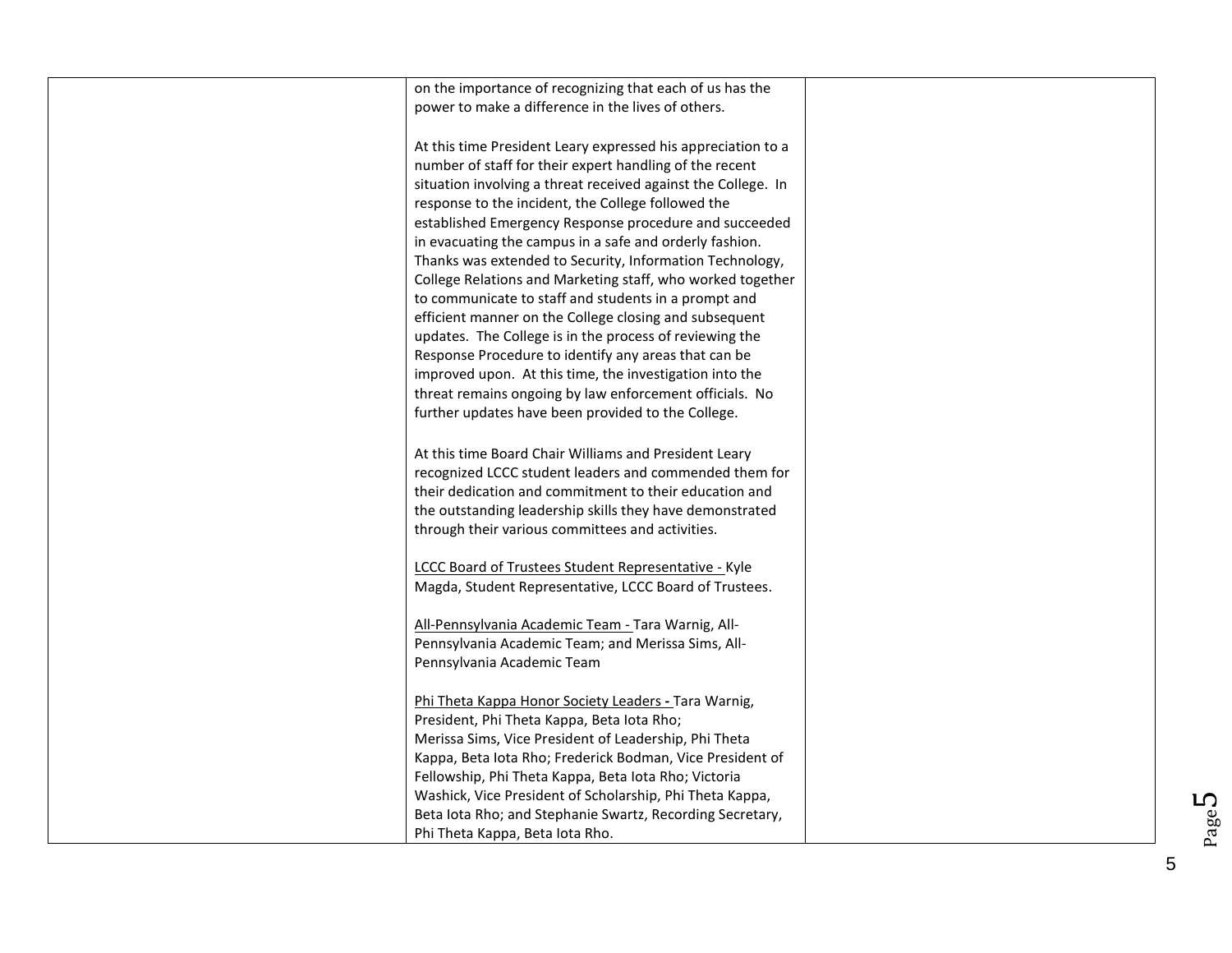| | | |
|---|---|---|
| | on the importance of recognizing that each of us has the power to make a difference in the lives of others.<br><br>At this time President Leary expressed his appreciation to a number of staff for their expert handling of the recent situation involving a threat received against the College. In response to the incident, the College followed the established Emergency Response procedure and succeeded in evacuating the campus in a safe and orderly fashion. Thanks was extended to Security, Information Technology, College Relations and Marketing staff, who worked together to communicate to staff and students in a prompt and efficient manner on the College closing and subsequent updates. The College is in the process of reviewing the Response Procedure to identify any areas that can be improved upon. At this time, the investigation into the threat remains ongoing by law enforcement officials. No further updates have been provided to the College.<br><br>At this time Board Chair Williams and President Leary recognized LCCC student leaders and commended them for their dedication and commitment to their education and the outstanding leadership skills they have demonstrated through their various committees and activities.<br><br><u>LCCC Board of Trustees Student Representative -</u> Kyle Magda, Student Representative, LCCC Board of Trustees.<br><br><u>All-Pennsylvania Academic Team -</u> Tara Warnig, All-Pennsylvania Academic Team; and Merissa Sims, All-Pennsylvania Academic Team<br><br><u>Phi Theta Kappa Honor Society Leaders -</u> Tara Warnig, President, Phi Theta Kappa, Beta Iota Rho;<br>Merissa Sims, Vice President of Leadership, Phi Theta Kappa, Beta Iota Rho; Frederick Bodman, Vice President of Fellowship, Phi Theta Kappa, Beta Iota Rho; Victoria Washick, Vice President of Scholarship, Phi Theta Kappa, Beta Iota Rho; and Stephanie Swartz, Recording Secretary, Phi Theta Kappa, Beta Iota Rho. | |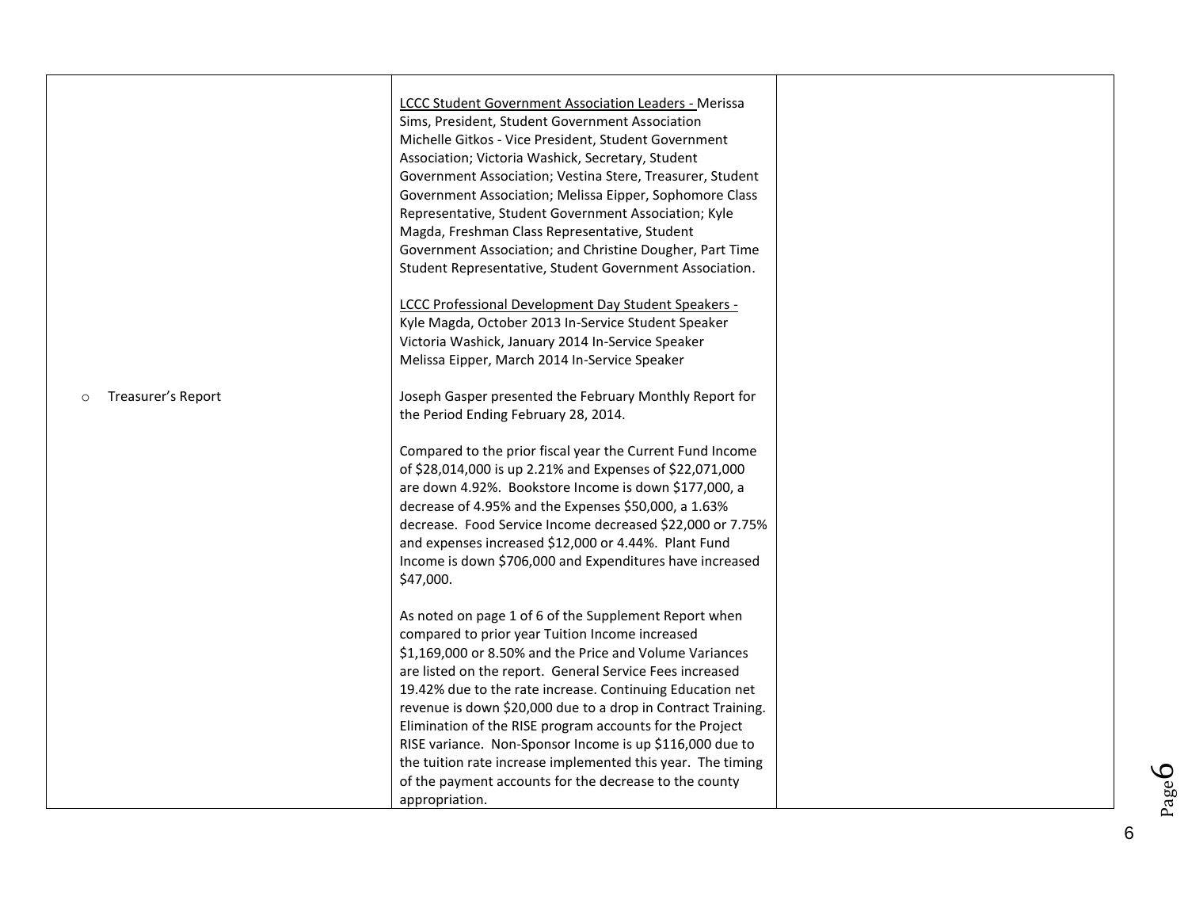| | | |
|---|---|---|
| | <u>LCCC Student Government Association Leaders -</u> Merissa Sims, President, Student Government Association Michelle Gitkos - Vice President, Student Government Association; Victoria Washick, Secretary, Student Government Association; Vestina Stere, Treasurer, Student Government Association; Melissa Eipper, Sophomore Class Representative, Student Government Association; Kyle Magda, Freshman Class Representative, Student Government Association; and Christine Dougher, Part Time Student Representative, Student Government Association.<br><br><u>LCCC Professional Development Day Student Speakers -</u> Kyle Magda, October 2013 In-Service Student Speaker Victoria Washick, January 2014 In-Service Speaker Melissa Eipper, March 2014 In-Service Speaker | |
| ○ Treasurer's Report | Joseph Gasper presented the February Monthly Report for the Period Ending February 28, 2014.<br><br>Compared to the prior fiscal year the Current Fund Income of $28,014,000 is up 2.21% and Expenses of $22,071,000 are down 4.92%. Bookstore Income is down $177,000, a decrease of 4.95% and the Expenses $50,000, a 1.63% decrease. Food Service Income decreased $22,000 or 7.75% and expenses increased $12,000 or 4.44%. Plant Fund Income is down $706,000 and Expenditures have increased $47,000.<br><br>As noted on page 1 of 6 of the Supplement Report when compared to prior year Tuition Income increased $1,169,000 or 8.50% and the Price and Volume Variances are listed on the report. General Service Fees increased 19.42% due to the rate increase. Continuing Education net revenue is down $20,000 due to a drop in Contract Training. Elimination of the RISE program accounts for the Project RISE variance. Non-Sponsor Income is up $116,000 due to the tuition rate increase implemented this year. The timing of the payment accounts for the decrease to the county appropriation. | |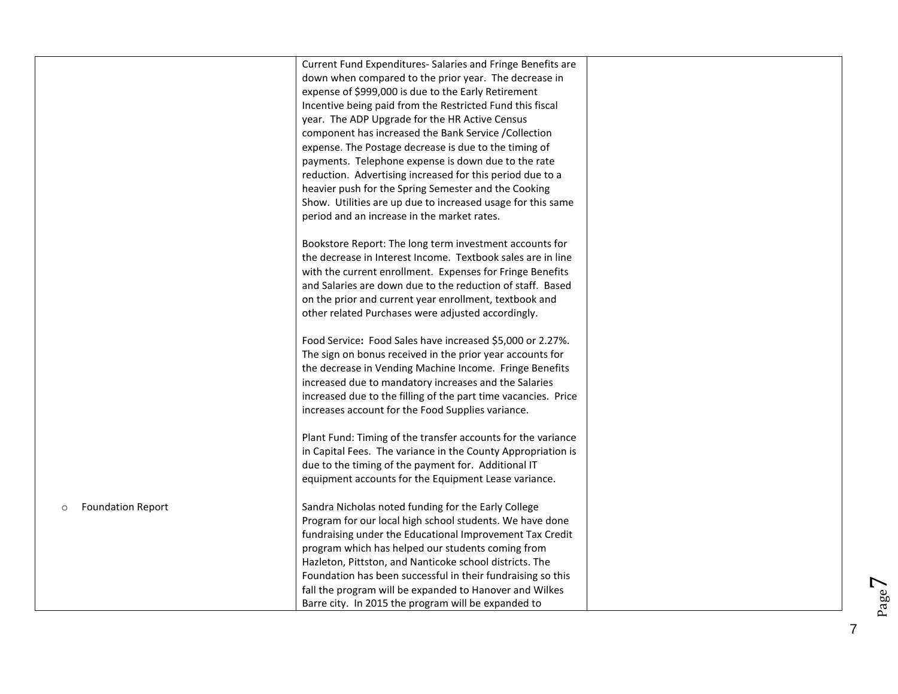| | | |
|---|---|---|
| | Current Fund Expenditures- Salaries and Fringe Benefits are down when compared to the prior year. The decrease in expense of $999,000 is due to the Early Retirement Incentive being paid from the Restricted Fund this fiscal year. The ADP Upgrade for the HR Active Census component has increased the Bank Service /Collection expense. The Postage decrease is due to the timing of payments. Telephone expense is down due to the rate reduction. Advertising increased for this period due to a heavier push for the Spring Semester and the Cooking Show. Utilities are up due to increased usage for this same period and an increase in the market rates.<br><br>Bookstore Report: The long term investment accounts for the decrease in Interest Income. Textbook sales are in line with the current enrollment. Expenses for Fringe Benefits and Salaries are down due to the reduction of staff. Based on the prior and current year enrollment, textbook and other related Purchases were adjusted accordingly.<br><br>Food Service**:** Food Sales have increased $5,000 or 2.27%. The sign on bonus received in the prior year accounts for the decrease in Vending Machine Income. Fringe Benefits increased due to mandatory increases and the Salaries increased due to the filling of the part time vacancies. Price increases account for the Food Supplies variance.<br><br>Plant Fund: Timing of the transfer accounts for the variance in Capital Fees. The variance in the County Appropriation is due to the timing of the payment for. Additional IT equipment accounts for the Equipment Lease variance. | |
| ○ Foundation Report | Sandra Nicholas noted funding for the Early College Program for our local high school students. We have done fundraising under the Educational Improvement Tax Credit program which has helped our students coming from Hazleton, Pittston, and Nanticoke school districts. The Foundation has been successful in their fundraising so this fall the program will be expanded to Hanover and Wilkes Barre city. In 2015 the program will be expanded to | |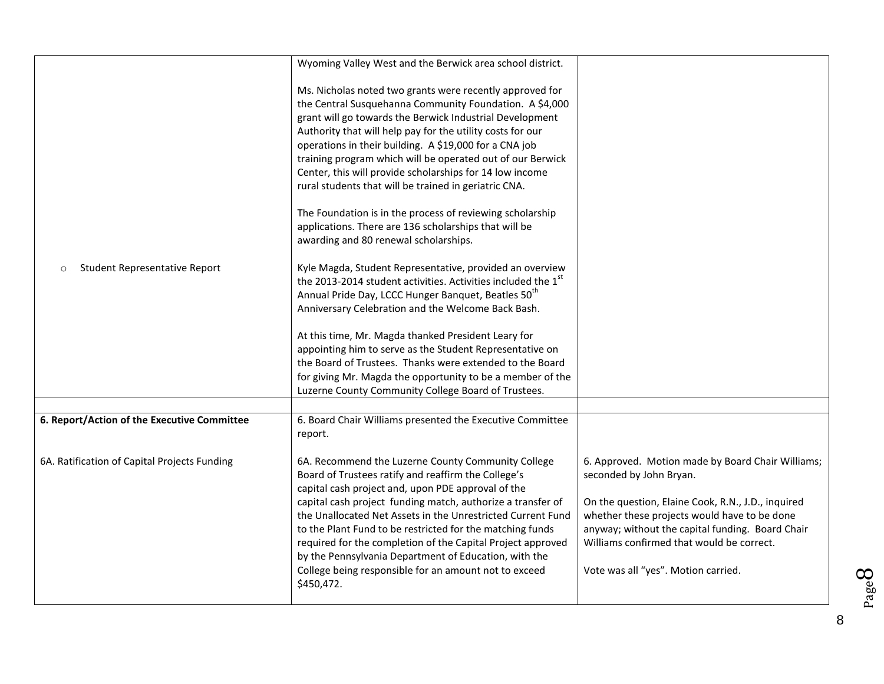| | | |
|---|---|---|
| | Wyoming Valley West and the Berwick area school district.<br><br>Ms. Nicholas noted two grants were recently approved for the Central Susquehanna Community Foundation. A $4,000 grant will go towards the Berwick Industrial Development Authority that will help pay for the utility costs for our operations in their building. A $19,000 for a CNA job training program which will be operated out of our Berwick Center, this will provide scholarships for 14 low income rural students that will be trained in geriatric CNA.<br><br>The Foundation is in the process of reviewing scholarship applications. There are 136 scholarships that will be awarding and 80 renewal scholarships. | |
| ○ Student Representative Report | Kyle Magda, Student Representative, provided an overview the 2013-2014 student activities. Activities included the 1st Annual Pride Day, LCCC Hunger Banquet, Beatles 50th Anniversary Celebration and the Welcome Back Bash.<br><br>At this time, Mr. Magda thanked President Leary for appointing him to serve as the Student Representative on the Board of Trustees. Thanks were extended to the Board for giving Mr. Magda the opportunity to be a member of the Luzerne County Community College Board of Trustees. | |
| | | |
| **6. Report/Action of the Executive Committee** | 6. Board Chair Williams presented the Executive Committee report. | |
| 6A. Ratification of Capital Projects Funding | 6A. Recommend the Luzerne County Community College Board of Trustees ratify and reaffirm the College's capital cash project and, upon PDE approval of the capital cash project funding match, authorize a transfer of the Unallocated Net Assets in the Unrestricted Current Fund to the Plant Fund to be restricted for the matching funds required for the completion of the Capital Project approved by the Pennsylvania Department of Education, with the College being responsible for an amount not to exceed $450,472. | 6. Approved. Motion made by Board Chair Williams; seconded by John Bryan.<br><br>On the question, Elaine Cook, R.N., J.D., inquired whether these projects would have to be done anyway; without the capital funding. Board Chair Williams confirmed that would be correct.<br><br>Vote was all "yes". Motion carried. |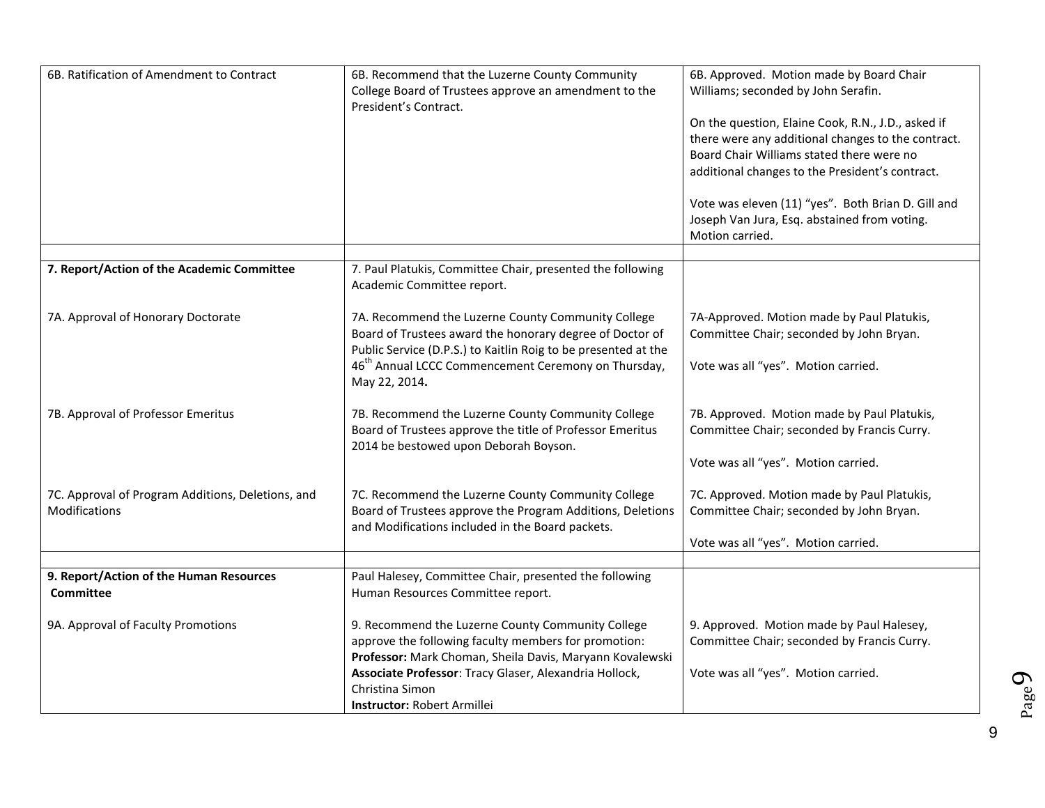| | | |
|---|---|---|
| 6B. Ratification of Amendment to Contract | 6B. Recommend that the Luzerne County Community College Board of Trustees approve an amendment to the President's Contract. | 6B. Approved. Motion made by Board Chair Williams; seconded by John Serafin.<br><br>On the question, Elaine Cook, R.N., J.D., asked if there were any additional changes to the contract. Board Chair Williams stated there were no additional changes to the President's contract.<br><br>Vote was eleven (11) "yes". Both Brian D. Gill and Joseph Van Jura, Esq. abstained from voting. Motion carried. |
| | | |
| **7. Report/Action of the Academic Committee** | 7. Paul Platukis, Committee Chair, presented the following Academic Committee report. | |
| 7A. Approval of Honorary Doctorate | 7A. Recommend the Luzerne County Community College Board of Trustees award the honorary degree of Doctor of Public Service (D.P.S.) to Kaitlin Roig to be presented at the 46th Annual LCCC Commencement Ceremony on Thursday, May 22, 2014**.** | 7A-Approved. Motion made by Paul Platukis, Committee Chair; seconded by John Bryan.<br><br>Vote was all "yes". Motion carried. |
| 7B. Approval of Professor Emeritus | 7B. Recommend the Luzerne County Community College Board of Trustees approve the title of Professor Emeritus 2014 be bestowed upon Deborah Boyson. | 7B. Approved. Motion made by Paul Platukis, Committee Chair; seconded by Francis Curry.<br><br>Vote was all "yes". Motion carried. |
| 7C. Approval of Program Additions, Deletions, and Modifications | 7C. Recommend the Luzerne County Community College Board of Trustees approve the Program Additions, Deletions and Modifications included in the Board packets. | 7C. Approved. Motion made by Paul Platukis, Committee Chair; seconded by John Bryan.<br><br>Vote was all "yes". Motion carried. |
| | | |
| **9. Report/Action of the Human Resources Committee** | Paul Halesey, Committee Chair, presented the following Human Resources Committee report. | |
| 9A. Approval of Faculty Promotions | 9. Recommend the Luzerne County Community College approve the following faculty members for promotion:<br>**Professor:** Mark Choman, Sheila Davis, Maryann Kovalewski<br>**Associate Professor**: Tracy Glaser, Alexandria Hollock, Christina Simon<br>**Instructor:** Robert Armillei | 9. Approved. Motion made by Paul Halesey, Committee Chair; seconded by Francis Curry.<br><br>Vote was all "yes". Motion carried. |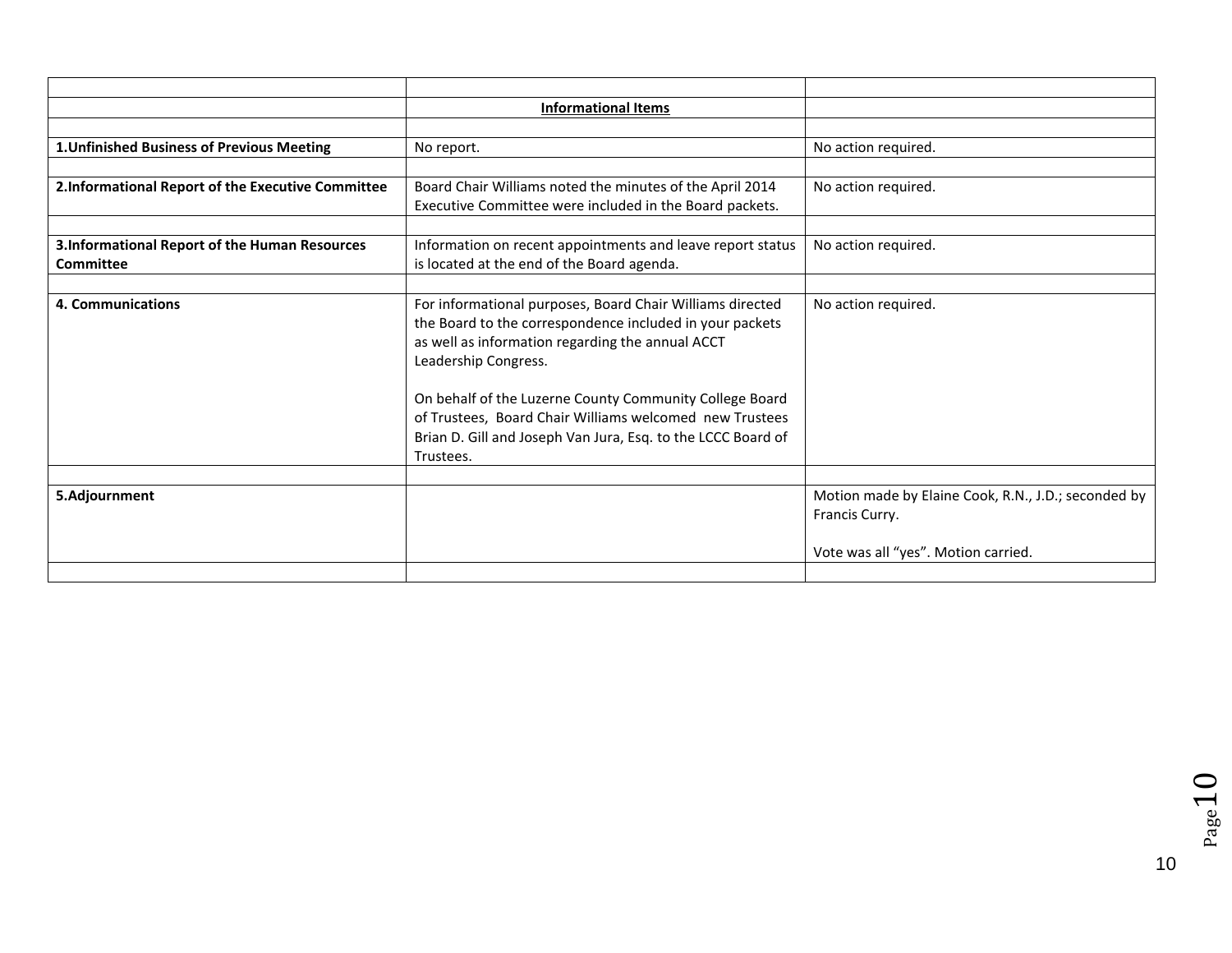| | | |
|---|---|---|
| | **Informational Items** | |
| | | |
| **1.Unfinished Business of Previous Meeting** | No report. | No action required. |
| | | |
| **2.Informational Report of the Executive Committee** | Board Chair Williams noted the minutes of the April 2014 Executive Committee were included in the Board packets. | No action required. |
| | | |
| **3.Informational Report of the Human Resources Committee** | Information on recent appointments and leave report status is located at the end of the Board agenda. | No action required. |
| | | |
| **4. Communications** | For informational purposes, Board Chair Williams directed the Board to the correspondence included in your packets as well as information regarding the annual ACCT Leadership Congress.<br><br>On behalf of the Luzerne County Community College Board of Trustees, Board Chair Williams welcomed new Trustees Brian D. Gill and Joseph Van Jura, Esq. to the LCCC Board of Trustees. | No action required. |
| | | |
| **5.Adjournment** | | Motion made by Elaine Cook, R.N., J.D.; seconded by Francis Curry.<br><br>Vote was all "yes". Motion carried. |
| | | |